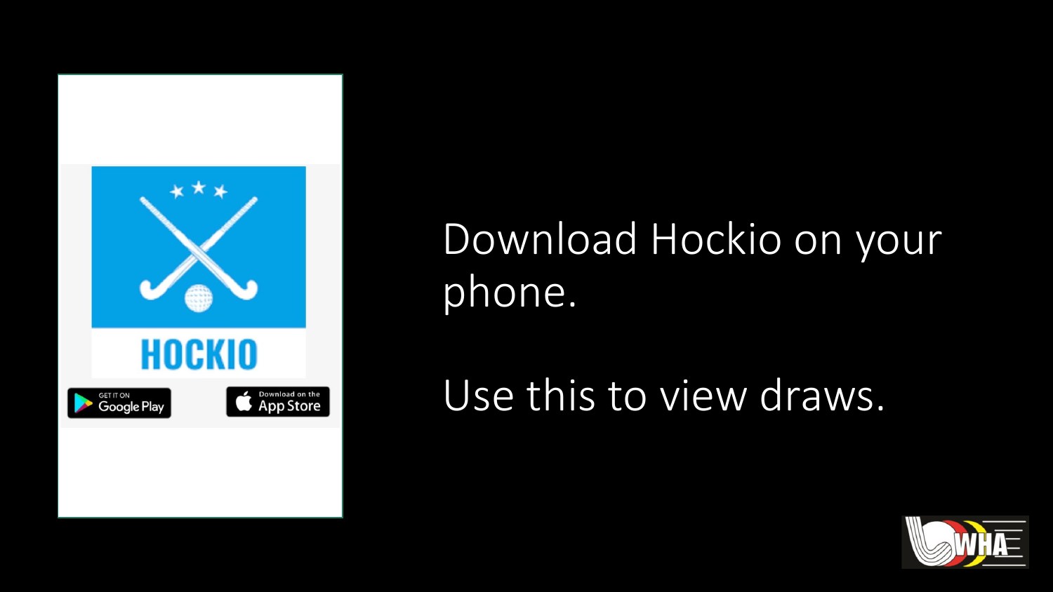Download Hockio on your phone.

Use this to view draws.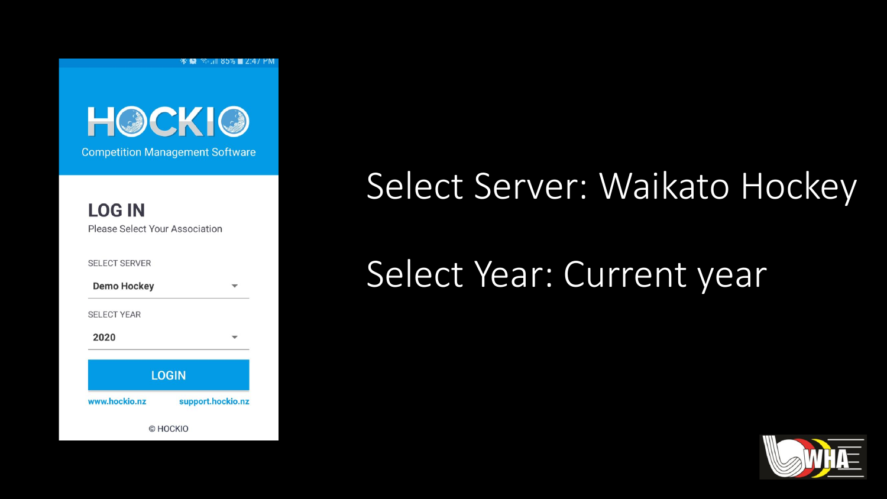HOCKIO

Competition Management Software

## LOG IN

Please Select Your Association

SELECT SERVER

Demo Hockey

SELECT YEAR

2020

LOGIN

www.hockio.nz support.hockio.nz

© HOCKIO

Select Server: Waikato Hockey

Select Year: Current year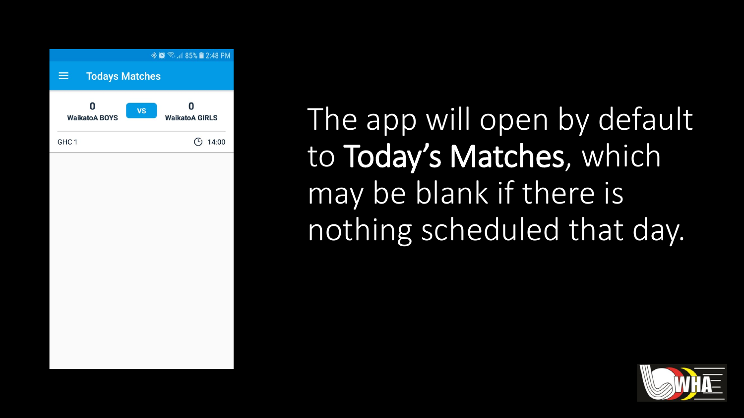The app will open by default to **Today's Matches**, which may be blank if there is nothing scheduled that day.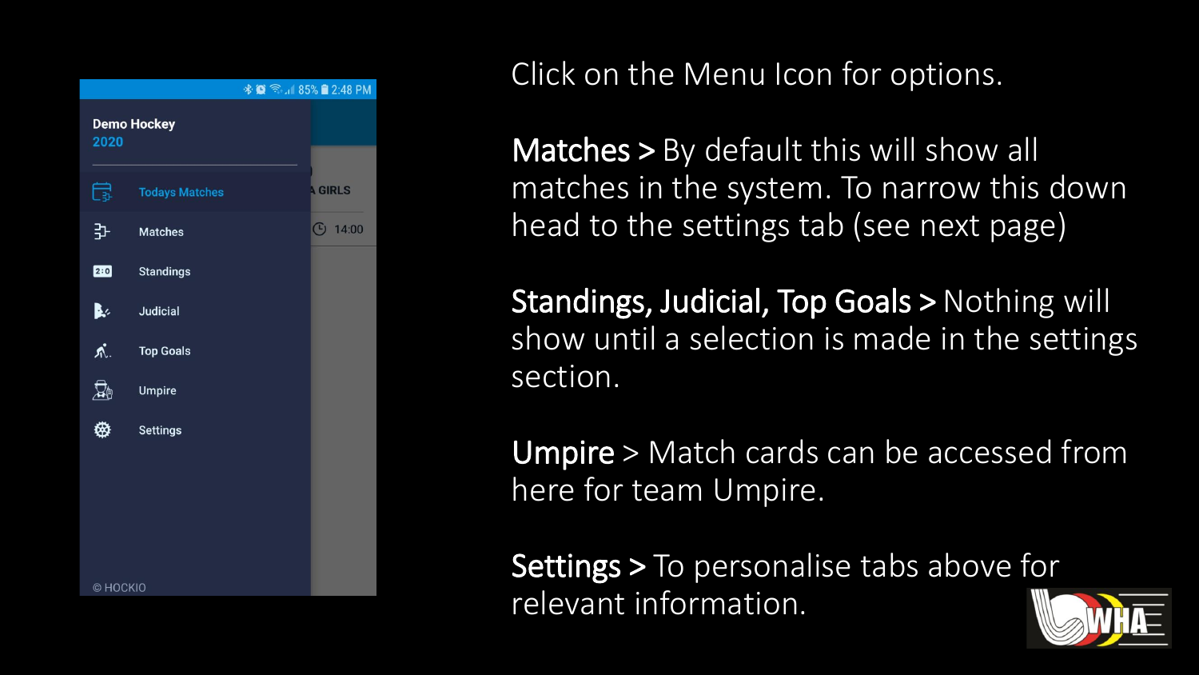Click on the Menu Icon for options.

**Matches >** By default this will show all matches in the system. To narrow this down head to the settings tab (see next page)

**Standings, Judicial, Top Goals >** Nothing will show until a selection is made in the settings section.

**Umpire** > Match cards can be accessed from here for team Umpire.

**Settings >** To personalise tabs above for relevant information.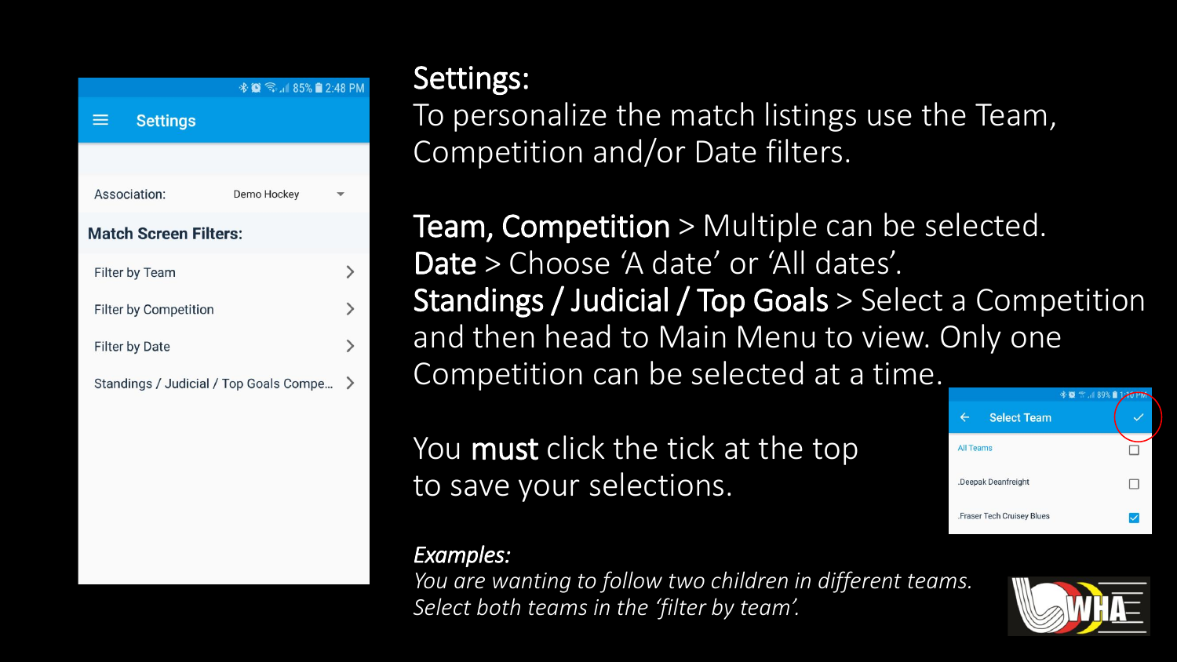**Settings:**

To personalize the match listings use the Team, Competition and/or Date filters.

**Team, Competition** > Multiple can be selected.
**Date** > Choose 'A date' or 'All dates'.
**Standings / Judicial / Top Goals** > Select a Competition and then head to Main Menu to view. Only one Competition can be selected at a time.

You **must** click the tick at the top to save your selections.

***Examples:***

*You are wanting to follow two children in different teams. Select both teams in the 'filter by team'.*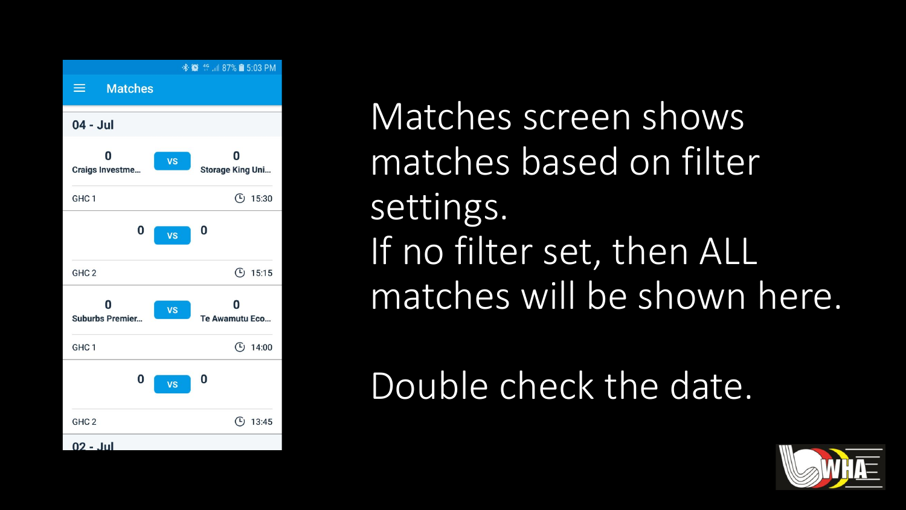Matches screen shows matches based on filter settings.
If no filter set, then ALL matches will be shown here.

Double check the date.